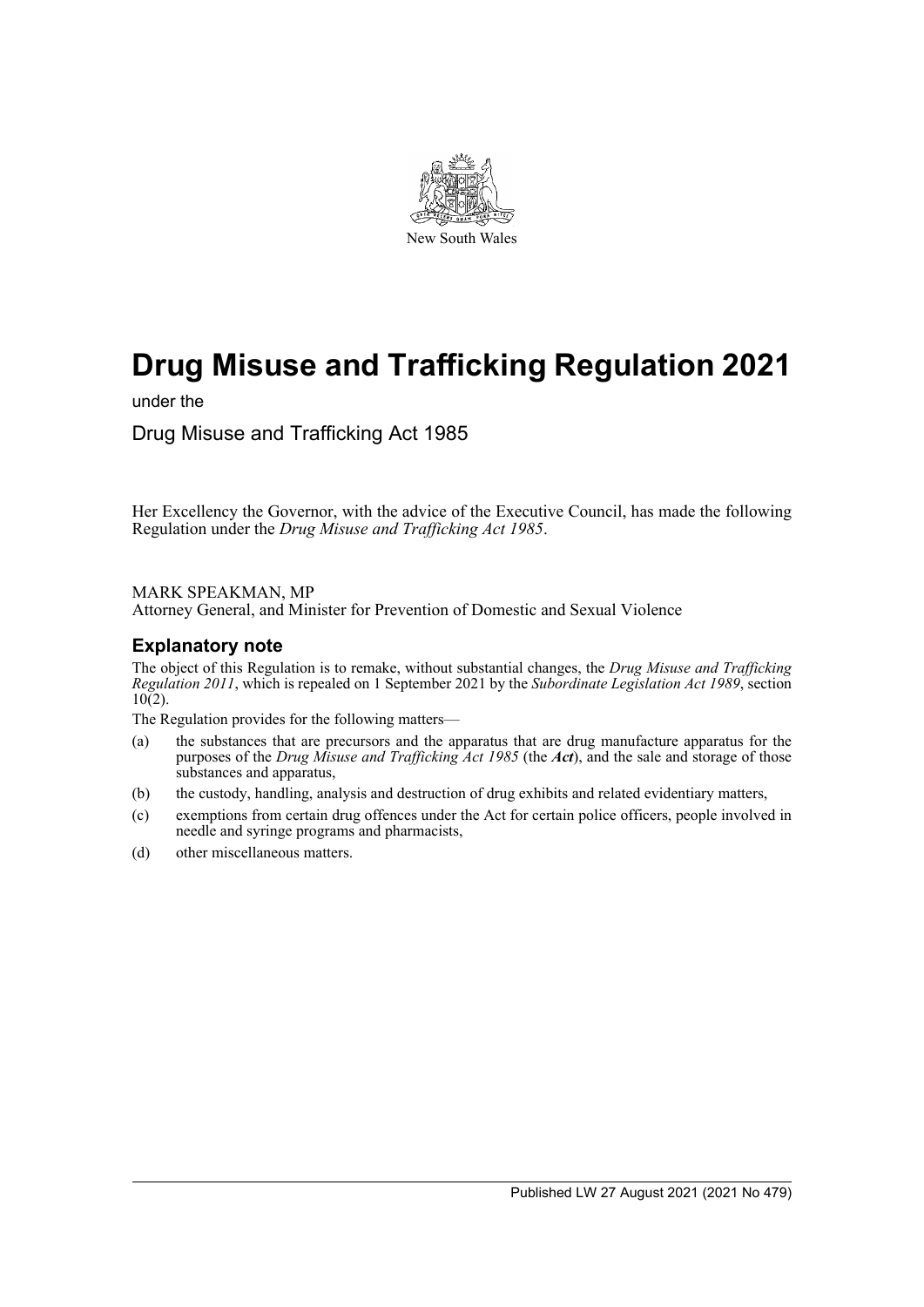New South Wales

# Drug Misuse and Trafficking Regulation 2021

under the

Drug Misuse and Trafficking Act 1985

Her Excellency the Governor, with the advice of the Executive Council, has made the following Regulation under the *Drug Misuse and Trafficking Act 1985*.

MARK SPEAKMAN, MP
Attorney General, and Minister for Prevention of Domestic and Sexual Violence

## Explanatory note

The object of this Regulation is to remake, without substantial changes, the *Drug Misuse and Trafficking Regulation 2011*, which is repealed on 1 September 2021 by the *Subordinate Legislation Act 1989*, section 10(2).

The Regulation provides for the following matters—

(a) the substances that are precursors and the apparatus that are drug manufacture apparatus for the purposes of the *Drug Misuse and Trafficking Act 1985* (the ***Act***), and the sale and storage of those substances and apparatus,

(b) the custody, handling, analysis and destruction of drug exhibits and related evidentiary matters,

(c) exemptions from certain drug offences under the Act for certain police officers, people involved in needle and syringe programs and pharmacists,

(d) other miscellaneous matters.

Published LW 27 August 2021 (2021 No 479)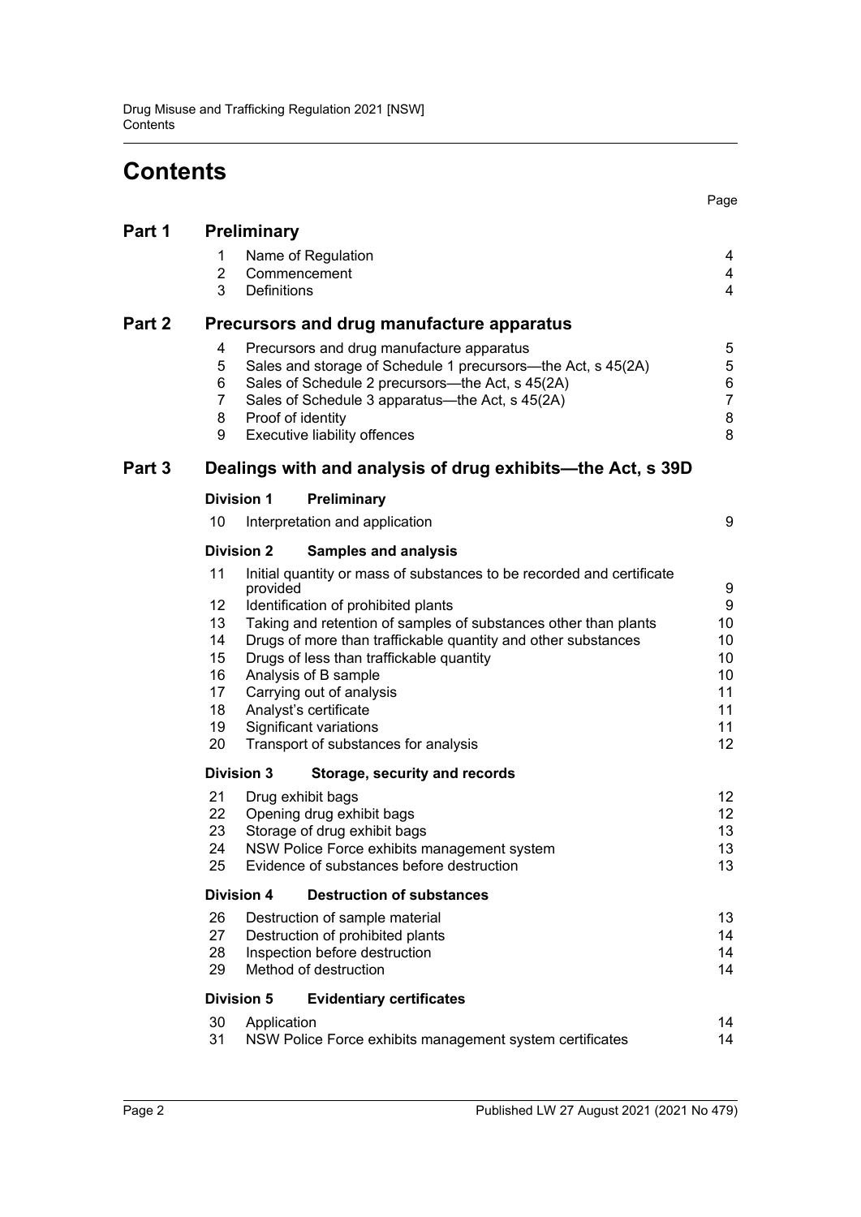# Contents

| | | Page |
|---|---|---|
| **Part 1** | **Preliminary** | |
| 1 | Name of Regulation | 4 |
| 2 | Commencement | 4 |
| 3 | Definitions | 4 |
| **Part 2** | **Precursors and drug manufacture apparatus** | |
| 4 | Precursors and drug manufacture apparatus | 5 |
| 5 | Sales and storage of Schedule 1 precursors—the Act, s 45(2A) | 5 |
| 6 | Sales of Schedule 2 precursors—the Act, s 45(2A) | 6 |
| 7 | Sales of Schedule 3 apparatus—the Act, s 45(2A) | 7 |
| 8 | Proof of identity | 8 |
| 9 | Executive liability offences | 8 |
| **Part 3** | **Dealings with and analysis of drug exhibits—the Act, s 39D** | |
| **Division 1** | **Preliminary** | |
| 10 | Interpretation and application | 9 |
| **Division 2** | **Samples and analysis** | |
| 11 | Initial quantity or mass of substances to be recorded and certificate provided | 9 |
| 12 | Identification of prohibited plants | 9 |
| 13 | Taking and retention of samples of substances other than plants | 10 |
| 14 | Drugs of more than traffickable quantity and other substances | 10 |
| 15 | Drugs of less than traffickable quantity | 10 |
| 16 | Analysis of B sample | 10 |
| 17 | Carrying out of analysis | 11 |
| 18 | Analyst's certificate | 11 |
| 19 | Significant variations | 11 |
| 20 | Transport of substances for analysis | 12 |
| **Division 3** | **Storage, security and records** | |
| 21 | Drug exhibit bags | 12 |
| 22 | Opening drug exhibit bags | 12 |
| 23 | Storage of drug exhibit bags | 13 |
| 24 | NSW Police Force exhibits management system | 13 |
| 25 | Evidence of substances before destruction | 13 |
| **Division 4** | **Destruction of substances** | |
| 26 | Destruction of sample material | 13 |
| 27 | Destruction of prohibited plants | 14 |
| 28 | Inspection before destruction | 14 |
| 29 | Method of destruction | 14 |
| **Division 5** | **Evidentiary certificates** | |
| 30 | Application | 14 |
| 31 | NSW Police Force exhibits management system certificates | 14 |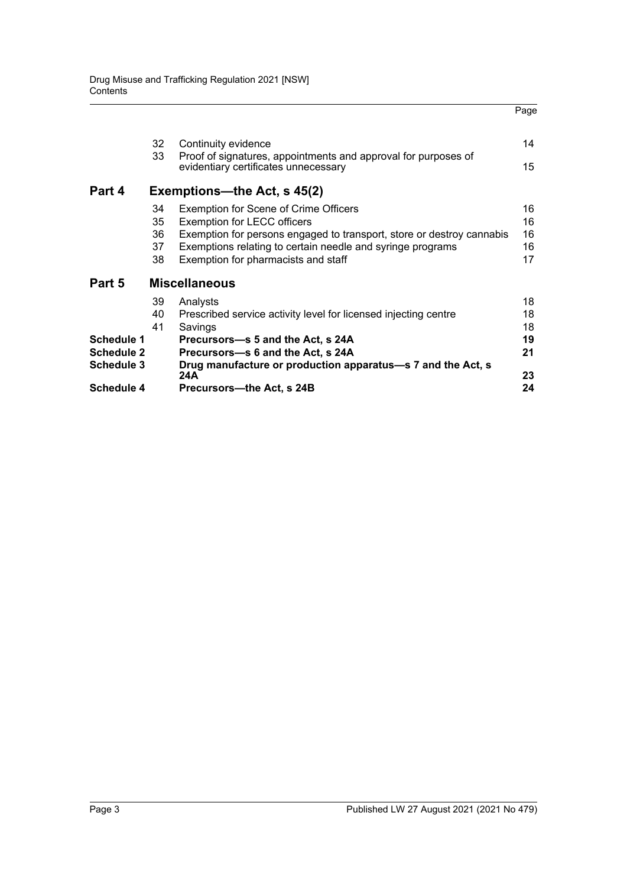| | | | Page |
|---|---|---|---|
| | 32 | Continuity evidence | 14 |
| | 33 | Proof of signatures, appointments and approval for purposes of evidentiary certificates unnecessary | 15 |
| **Part 4** | | **Exemptions—the Act, s 45(2)** | |
| | 34 | Exemption for Scene of Crime Officers | 16 |
| | 35 | Exemption for LECC officers | 16 |
| | 36 | Exemption for persons engaged to transport, store or destroy cannabis | 16 |
| | 37 | Exemptions relating to certain needle and syringe programs | 16 |
| | 38 | Exemption for pharmacists and staff | 17 |
| **Part 5** | | **Miscellaneous** | |
| | 39 | Analysts | 18 |
| | 40 | Prescribed service activity level for licensed injecting centre | 18 |
| | 41 | Savings | 18 |
| **Schedule 1** | | **Precursors—s 5 and the Act, s 24A** | **19** |
| **Schedule 2** | | **Precursors—s 6 and the Act, s 24A** | **21** |
| **Schedule 3** | | **Drug manufacture or production apparatus—s 7 and the Act, s 24A** | **23** |
| **Schedule 4** | | **Precursors—the Act, s 24B** | **24** |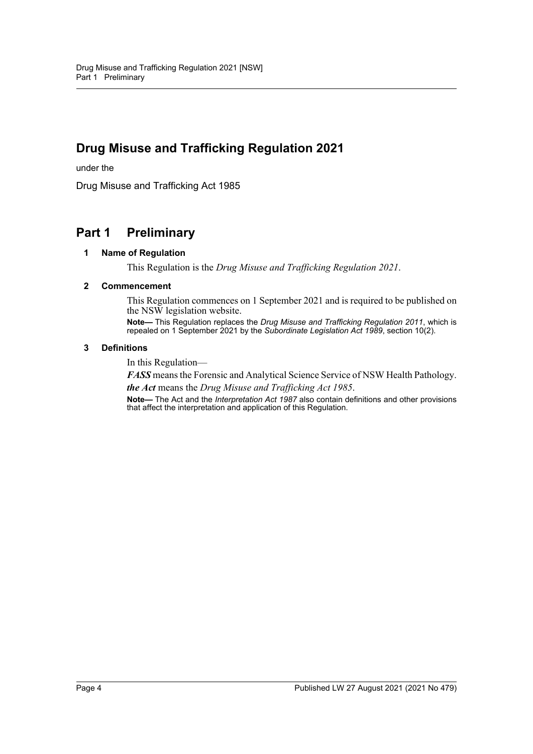# Drug Misuse and Trafficking Regulation 2021

under the

Drug Misuse and Trafficking Act 1985

## Part 1 Preliminary

### 1 Name of Regulation

This Regulation is the *Drug Misuse and Trafficking Regulation 2021*.

### 2 Commencement

This Regulation commences on 1 September 2021 and is required to be published on the NSW legislation website.

**Note—** This Regulation replaces the *Drug Misuse and Trafficking Regulation 2011*, which is repealed on 1 September 2021 by the *Subordinate Legislation Act 1989*, section 10(2).

### 3 Definitions

In this Regulation—

***FASS*** means the Forensic and Analytical Science Service of NSW Health Pathology.

***the Act*** means the *Drug Misuse and Trafficking Act 1985*.

**Note—** The Act and the *Interpretation Act 1987* also contain definitions and other provisions that affect the interpretation and application of this Regulation.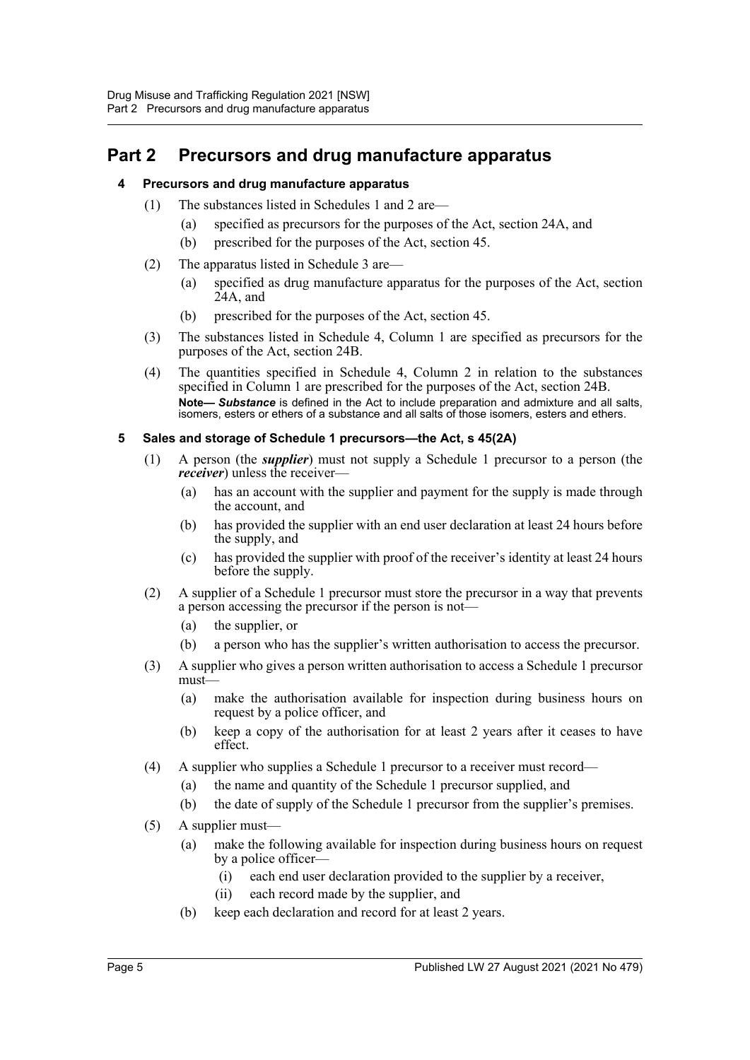# Part 2 Precursors and drug manufacture apparatus

### 4 Precursors and drug manufacture apparatus

(1) The substances listed in Schedules 1 and 2 are—

(a) specified as precursors for the purposes of the Act, section 24A, and

(b) prescribed for the purposes of the Act, section 45.

(2) The apparatus listed in Schedule 3 are—

(a) specified as drug manufacture apparatus for the purposes of the Act, section 24A, and

(b) prescribed for the purposes of the Act, section 45.

(3) The substances listed in Schedule 4, Column 1 are specified as precursors for the purposes of the Act, section 24B.

(4) The quantities specified in Schedule 4, Column 2 in relation to the substances specified in Column 1 are prescribed for the purposes of the Act, section 24B.

**Note—** ***Substance*** is defined in the Act to include preparation and admixture and all salts, isomers, esters or ethers of a substance and all salts of those isomers, esters and ethers.

### 5 Sales and storage of Schedule 1 precursors—the Act, s 45(2A)

(1) A person (the ***supplier***) must not supply a Schedule 1 precursor to a person (the ***receiver***) unless the receiver—

(a) has an account with the supplier and payment for the supply is made through the account, and

(b) has provided the supplier with an end user declaration at least 24 hours before the supply, and

(c) has provided the supplier with proof of the receiver's identity at least 24 hours before the supply.

(2) A supplier of a Schedule 1 precursor must store the precursor in a way that prevents a person accessing the precursor if the person is not—

(a) the supplier, or

(b) a person who has the supplier's written authorisation to access the precursor.

(3) A supplier who gives a person written authorisation to access a Schedule 1 precursor must—

(a) make the authorisation available for inspection during business hours on request by a police officer, and

(b) keep a copy of the authorisation for at least 2 years after it ceases to have effect.

(4) A supplier who supplies a Schedule 1 precursor to a receiver must record—

(a) the name and quantity of the Schedule 1 precursor supplied, and

(b) the date of supply of the Schedule 1 precursor from the supplier's premises.

(5) A supplier must—

(a) make the following available for inspection during business hours on request by a police officer—

(i) each end user declaration provided to the supplier by a receiver,

(ii) each record made by the supplier, and

(b) keep each declaration and record for at least 2 years.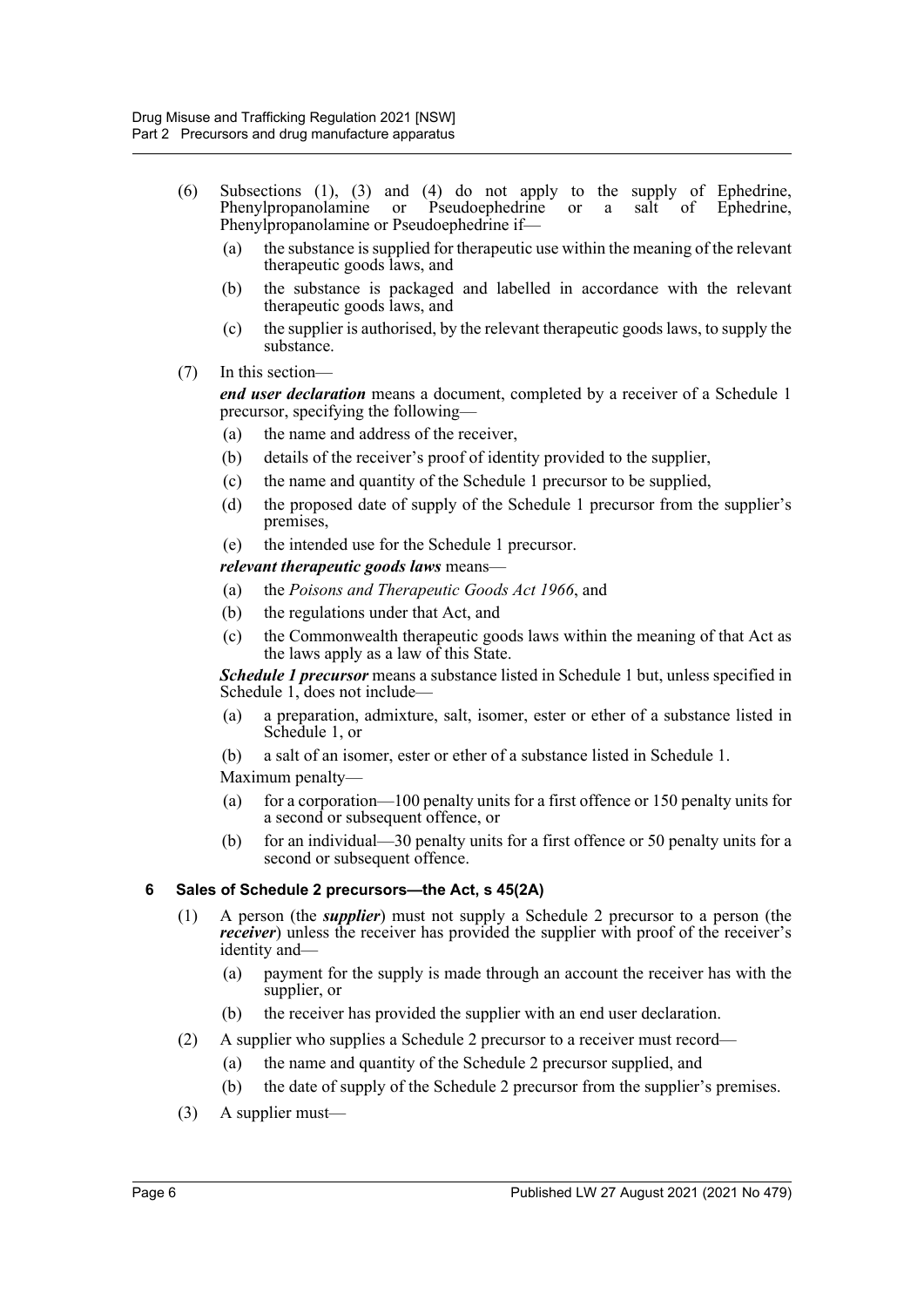(6) Subsections (1), (3) and (4) do not apply to the supply of Ephedrine, Phenylpropanolamine or Pseudoephedrine or a salt of Ephedrine, Phenylpropanolamine or Pseudoephedrine if—

 (a) the substance is supplied for therapeutic use within the meaning of the relevant therapeutic goods laws, and

 (b) the substance is packaged and labelled in accordance with the relevant therapeutic goods laws, and

 (c) the supplier is authorised, by the relevant therapeutic goods laws, to supply the substance.

(7) In this section—

***end user declaration*** means a document, completed by a receiver of a Schedule 1 precursor, specifying the following—

 (a) the name and address of the receiver,

 (b) details of the receiver's proof of identity provided to the supplier,

 (c) the name and quantity of the Schedule 1 precursor to be supplied,

 (d) the proposed date of supply of the Schedule 1 precursor from the supplier's premises,

 (e) the intended use for the Schedule 1 precursor.

***relevant therapeutic goods laws*** means—

 (a) the *Poisons and Therapeutic Goods Act 1966*, and

 (b) the regulations under that Act, and

 (c) the Commonwealth therapeutic goods laws within the meaning of that Act as the laws apply as a law of this State.

***Schedule 1 precursor*** means a substance listed in Schedule 1 but, unless specified in Schedule 1, does not include—

 (a) a preparation, admixture, salt, isomer, ester or ether of a substance listed in Schedule 1, or

 (b) a salt of an isomer, ester or ether of a substance listed in Schedule 1.

Maximum penalty—

 (a) for a corporation—100 penalty units for a first offence or 150 penalty units for a second or subsequent offence, or

 (b) for an individual—30 penalty units for a first offence or 50 penalty units for a second or subsequent offence.

### 6 Sales of Schedule 2 precursors—the Act, s 45(2A)

(1) A person (the ***supplier***) must not supply a Schedule 2 precursor to a person (the ***receiver***) unless the receiver has provided the supplier with proof of the receiver's identity and—

 (a) payment for the supply is made through an account the receiver has with the supplier, or

 (b) the receiver has provided the supplier with an end user declaration.

(2) A supplier who supplies a Schedule 2 precursor to a receiver must record—

 (a) the name and quantity of the Schedule 2 precursor supplied, and

 (b) the date of supply of the Schedule 2 precursor from the supplier's premises.

(3) A supplier must—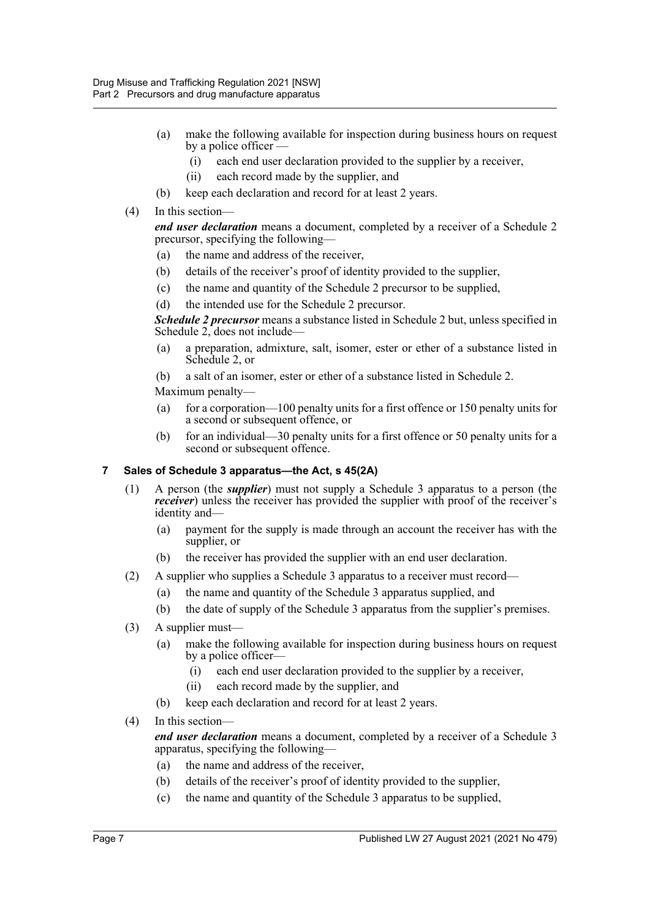(a) make the following available for inspection during business hours on request by a police officer —

   (i) each end user declaration provided to the supplier by a receiver,

   (ii) each record made by the supplier, and

(b) keep each declaration and record for at least 2 years.

(4) In this section—

***end user declaration*** means a document, completed by a receiver of a Schedule 2 precursor, specifying the following—

(a) the name and address of the receiver,

(b) details of the receiver's proof of identity provided to the supplier,

(c) the name and quantity of the Schedule 2 precursor to be supplied,

(d) the intended use for the Schedule 2 precursor.

***Schedule 2 precursor*** means a substance listed in Schedule 2 but, unless specified in Schedule 2, does not include—

(a) a preparation, admixture, salt, isomer, ester or ether of a substance listed in Schedule 2, or

(b) a salt of an isomer, ester or ether of a substance listed in Schedule 2.

Maximum penalty—

(a) for a corporation—100 penalty units for a first offence or 150 penalty units for a second or subsequent offence, or

(b) for an individual—30 penalty units for a first offence or 50 penalty units for a second or subsequent offence.

### 7 Sales of Schedule 3 apparatus—the Act, s 45(2A)

(1) A person (the ***supplier***) must not supply a Schedule 3 apparatus to a person (the ***receiver***) unless the receiver has provided the supplier with proof of the receiver's identity and—

(a) payment for the supply is made through an account the receiver has with the supplier, or

(b) the receiver has provided the supplier with an end user declaration.

(2) A supplier who supplies a Schedule 3 apparatus to a receiver must record—

(a) the name and quantity of the Schedule 3 apparatus supplied, and

(b) the date of supply of the Schedule 3 apparatus from the supplier's premises.

(3) A supplier must—

(a) make the following available for inspection during business hours on request by a police officer—

   (i) each end user declaration provided to the supplier by a receiver,

   (ii) each record made by the supplier, and

(b) keep each declaration and record for at least 2 years.

(4) In this section—

***end user declaration*** means a document, completed by a receiver of a Schedule 3 apparatus, specifying the following—

(a) the name and address of the receiver,

(b) details of the receiver's proof of identity provided to the supplier,

(c) the name and quantity of the Schedule 3 apparatus to be supplied,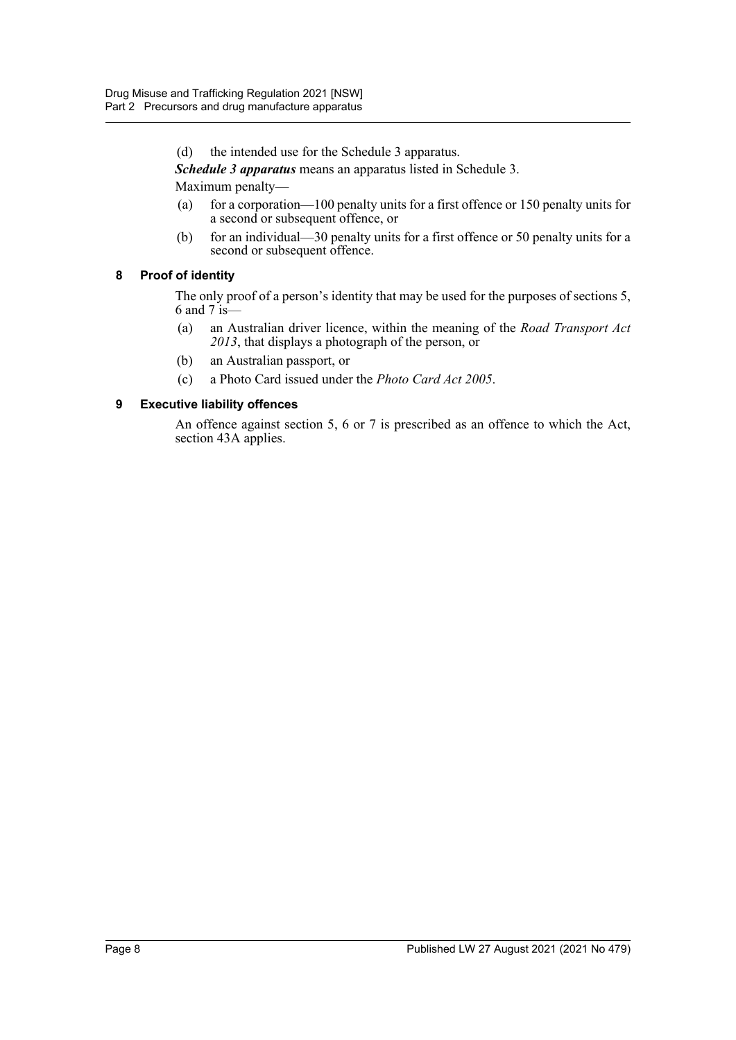(d) the intended use for the Schedule 3 apparatus.

***Schedule 3 apparatus*** means an apparatus listed in Schedule 3.

Maximum penalty—

(a) for a corporation—100 penalty units for a first offence or 150 penalty units for a second or subsequent offence, or

(b) for an individual—30 penalty units for a first offence or 50 penalty units for a second or subsequent offence.

### 8 Proof of identity

The only proof of a person's identity that may be used for the purposes of sections 5, 6 and 7 is—

(a) an Australian driver licence, within the meaning of the *Road Transport Act 2013*, that displays a photograph of the person, or

(b) an Australian passport, or

(c) a Photo Card issued under the *Photo Card Act 2005*.

### 9 Executive liability offences

An offence against section 5, 6 or 7 is prescribed as an offence to which the Act, section 43A applies.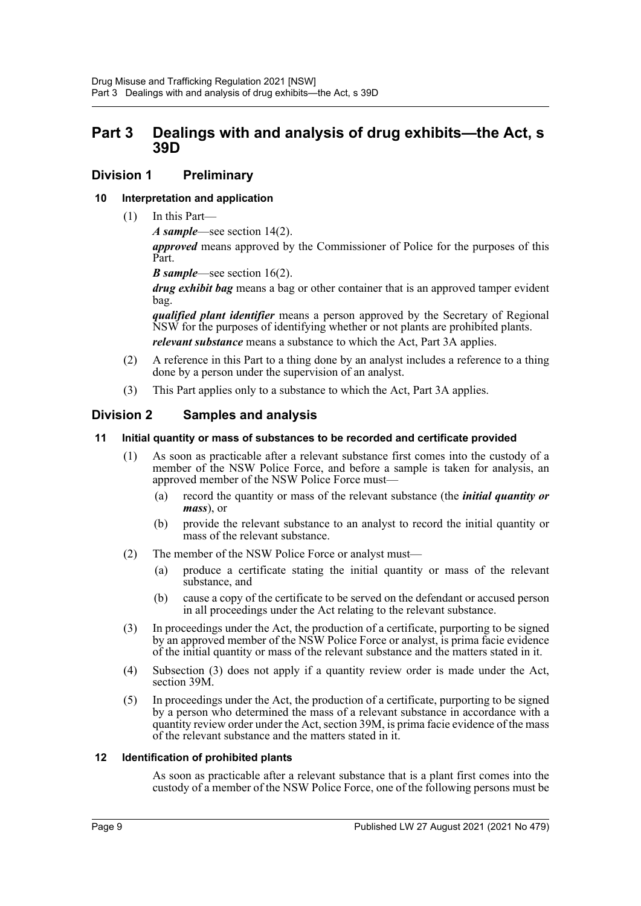# Part 3 Dealings with and analysis of drug exhibits—the Act, s 39D

## Division 1 Preliminary

### 10 Interpretation and application

(1) In this Part—

***A sample***—see section 14(2).

***approved*** means approved by the Commissioner of Police for the purposes of this Part.

***B sample***—see section 16(2).

***drug exhibit bag*** means a bag or other container that is an approved tamper evident bag.

***qualified plant identifier*** means a person approved by the Secretary of Regional NSW for the purposes of identifying whether or not plants are prohibited plants.

***relevant substance*** means a substance to which the Act, Part 3A applies.

(2) A reference in this Part to a thing done by an analyst includes a reference to a thing done by a person under the supervision of an analyst.

(3) This Part applies only to a substance to which the Act, Part 3A applies.

## Division 2 Samples and analysis

### 11 Initial quantity or mass of substances to be recorded and certificate provided

(1) As soon as practicable after a relevant substance first comes into the custody of a member of the NSW Police Force, and before a sample is taken for analysis, an approved member of the NSW Police Force must—

(a) record the quantity or mass of the relevant substance (the ***initial quantity or mass***), or

(b) provide the relevant substance to an analyst to record the initial quantity or mass of the relevant substance.

(2) The member of the NSW Police Force or analyst must—

(a) produce a certificate stating the initial quantity or mass of the relevant substance, and

(b) cause a copy of the certificate to be served on the defendant or accused person in all proceedings under the Act relating to the relevant substance.

(3) In proceedings under the Act, the production of a certificate, purporting to be signed by an approved member of the NSW Police Force or analyst, is prima facie evidence of the initial quantity or mass of the relevant substance and the matters stated in it.

(4) Subsection (3) does not apply if a quantity review order is made under the Act, section 39M.

(5) In proceedings under the Act, the production of a certificate, purporting to be signed by a person who determined the mass of a relevant substance in accordance with a quantity review order under the Act, section 39M, is prima facie evidence of the mass of the relevant substance and the matters stated in it.

### 12 Identification of prohibited plants

As soon as practicable after a relevant substance that is a plant first comes into the custody of a member of the NSW Police Force, one of the following persons must be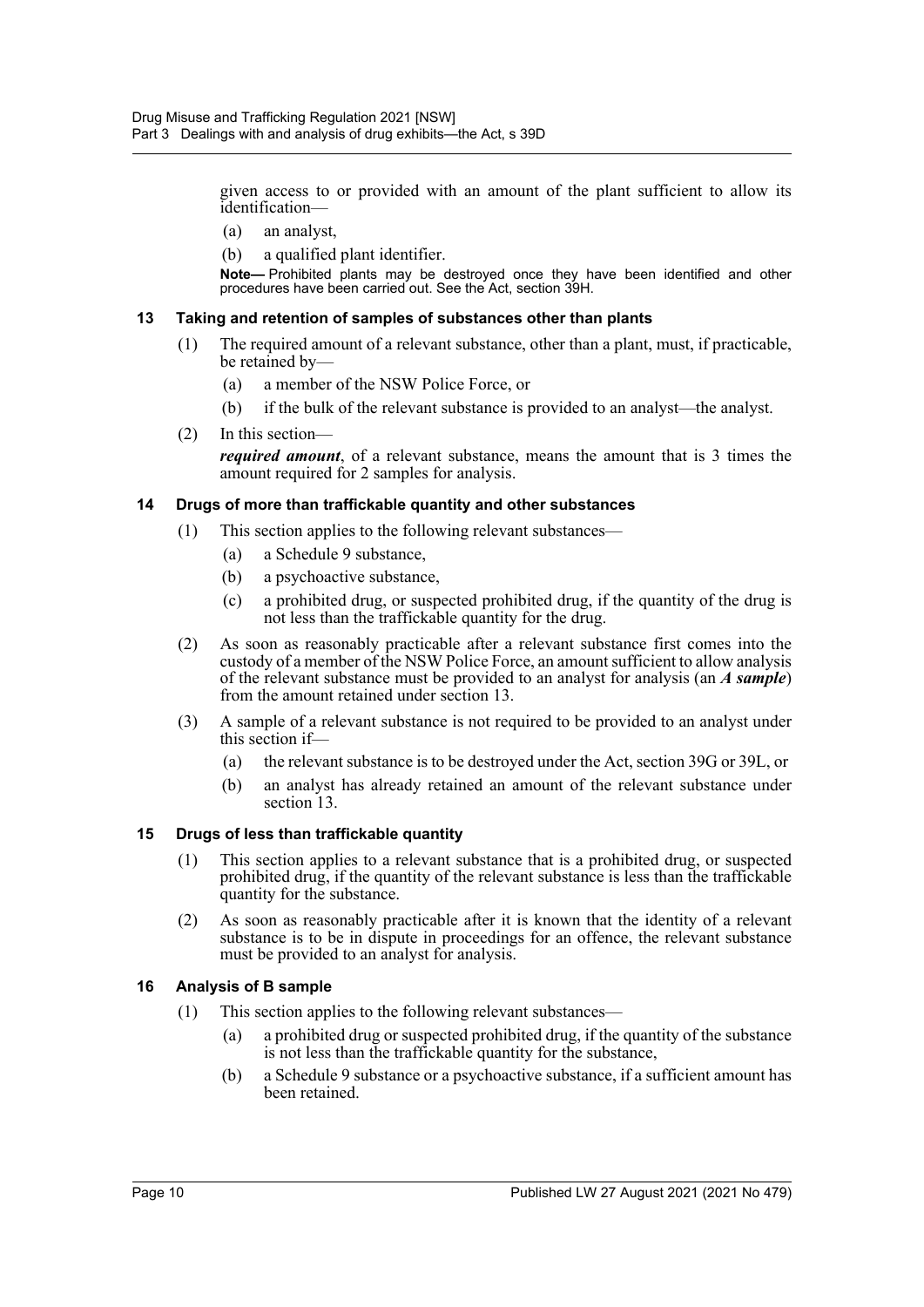given access to or provided with an amount of the plant sufficient to allow its identification—

(a) an analyst,

(b) a qualified plant identifier.

**Note—** Prohibited plants may be destroyed once they have been identified and other procedures have been carried out. See the Act, section 39H.

### 13 Taking and retention of samples of substances other than plants

(1) The required amount of a relevant substance, other than a plant, must, if practicable, be retained by—

(a) a member of the NSW Police Force, or

(b) if the bulk of the relevant substance is provided to an analyst—the analyst.

(2) In this section—

***required amount***, of a relevant substance, means the amount that is 3 times the amount required for 2 samples for analysis.

### 14 Drugs of more than traffickable quantity and other substances

(1) This section applies to the following relevant substances—

(a) a Schedule 9 substance,

(b) a psychoactive substance,

(c) a prohibited drug, or suspected prohibited drug, if the quantity of the drug is not less than the traffickable quantity for the drug.

(2) As soon as reasonably practicable after a relevant substance first comes into the custody of a member of the NSW Police Force, an amount sufficient to allow analysis of the relevant substance must be provided to an analyst for analysis (an ***A sample***) from the amount retained under section 13.

(3) A sample of a relevant substance is not required to be provided to an analyst under this section if—

(a) the relevant substance is to be destroyed under the Act, section 39G or 39L, or

(b) an analyst has already retained an amount of the relevant substance under section 13.

### 15 Drugs of less than traffickable quantity

(1) This section applies to a relevant substance that is a prohibited drug, or suspected prohibited drug, if the quantity of the relevant substance is less than the traffickable quantity for the substance.

(2) As soon as reasonably practicable after it is known that the identity of a relevant substance is to be in dispute in proceedings for an offence, the relevant substance must be provided to an analyst for analysis.

### 16 Analysis of B sample

(1) This section applies to the following relevant substances—

(a) a prohibited drug or suspected prohibited drug, if the quantity of the substance is not less than the traffickable quantity for the substance,

(b) a Schedule 9 substance or a psychoactive substance, if a sufficient amount has been retained.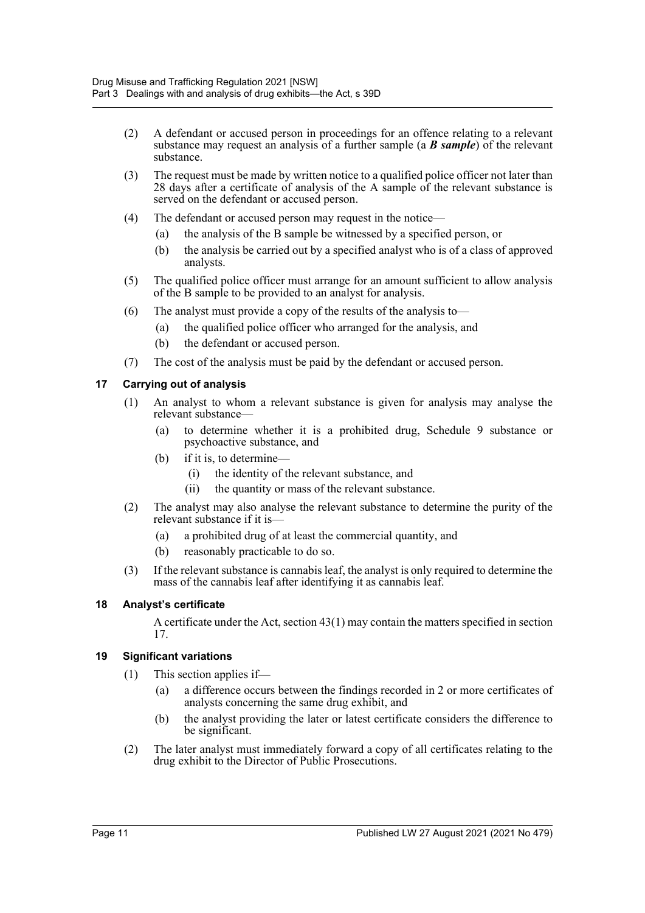(2) A defendant or accused person in proceedings for an offence relating to a relevant substance may request an analysis of a further sample (a ***B sample***) of the relevant substance.

(3) The request must be made by written notice to a qualified police officer not later than 28 days after a certificate of analysis of the A sample of the relevant substance is served on the defendant or accused person.

(4) The defendant or accused person may request in the notice—

- (a) the analysis of the B sample be witnessed by a specified person, or
- (b) the analysis be carried out by a specified analyst who is of a class of approved analysts.

(5) The qualified police officer must arrange for an amount sufficient to allow analysis of the B sample to be provided to an analyst for analysis.

(6) The analyst must provide a copy of the results of the analysis to—

- (a) the qualified police officer who arranged for the analysis, and
- (b) the defendant or accused person.

(7) The cost of the analysis must be paid by the defendant or accused person.

### 17 Carrying out of analysis

(1) An analyst to whom a relevant substance is given for analysis may analyse the relevant substance—

- (a) to determine whether it is a prohibited drug, Schedule 9 substance or psychoactive substance, and
- (b) if it is, to determine—
  - (i) the identity of the relevant substance, and
  - (ii) the quantity or mass of the relevant substance.

(2) The analyst may also analyse the relevant substance to determine the purity of the relevant substance if it is—

- (a) a prohibited drug of at least the commercial quantity, and
- (b) reasonably practicable to do so.

(3) If the relevant substance is cannabis leaf, the analyst is only required to determine the mass of the cannabis leaf after identifying it as cannabis leaf.

### 18 Analyst's certificate

A certificate under the Act, section 43(1) may contain the matters specified in section 17.

### 19 Significant variations

(1) This section applies if—

- (a) a difference occurs between the findings recorded in 2 or more certificates of analysts concerning the same drug exhibit, and
- (b) the analyst providing the later or latest certificate considers the difference to be significant.

(2) The later analyst must immediately forward a copy of all certificates relating to the drug exhibit to the Director of Public Prosecutions.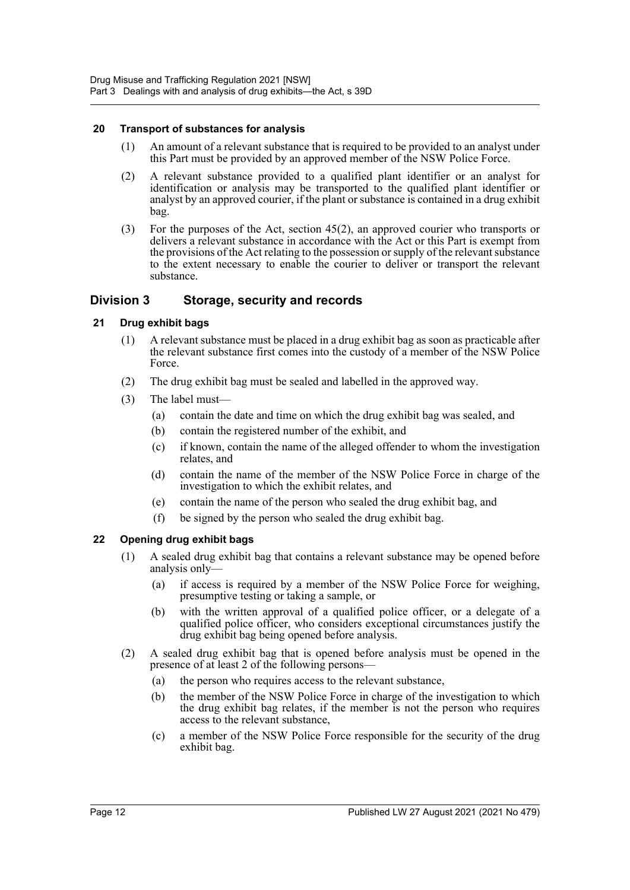### 20 Transport of substances for analysis

(1) An amount of a relevant substance that is required to be provided to an analyst under this Part must be provided by an approved member of the NSW Police Force.

(2) A relevant substance provided to a qualified plant identifier or an analyst for identification or analysis may be transported to the qualified plant identifier or analyst by an approved courier, if the plant or substance is contained in a drug exhibit bag.

(3) For the purposes of the Act, section 45(2), an approved courier who transports or delivers a relevant substance in accordance with the Act or this Part is exempt from the provisions of the Act relating to the possession or supply of the relevant substance to the extent necessary to enable the courier to deliver or transport the relevant substance.

## Division 3 Storage, security and records

### 21 Drug exhibit bags

(1) A relevant substance must be placed in a drug exhibit bag as soon as practicable after the relevant substance first comes into the custody of a member of the NSW Police Force.

(2) The drug exhibit bag must be sealed and labelled in the approved way.

(3) The label must—

- (a) contain the date and time on which the drug exhibit bag was sealed, and
- (b) contain the registered number of the exhibit, and
- (c) if known, contain the name of the alleged offender to whom the investigation relates, and
- (d) contain the name of the member of the NSW Police Force in charge of the investigation to which the exhibit relates, and
- (e) contain the name of the person who sealed the drug exhibit bag, and
- (f) be signed by the person who sealed the drug exhibit bag.

### 22 Opening drug exhibit bags

(1) A sealed drug exhibit bag that contains a relevant substance may be opened before analysis only—

- (a) if access is required by a member of the NSW Police Force for weighing, presumptive testing or taking a sample, or
- (b) with the written approval of a qualified police officer, or a delegate of a qualified police officer, who considers exceptional circumstances justify the drug exhibit bag being opened before analysis.

(2) A sealed drug exhibit bag that is opened before analysis must be opened in the presence of at least 2 of the following persons—

- (a) the person who requires access to the relevant substance,
- (b) the member of the NSW Police Force in charge of the investigation to which the drug exhibit bag relates, if the member is not the person who requires access to the relevant substance,
- (c) a member of the NSW Police Force responsible for the security of the drug exhibit bag.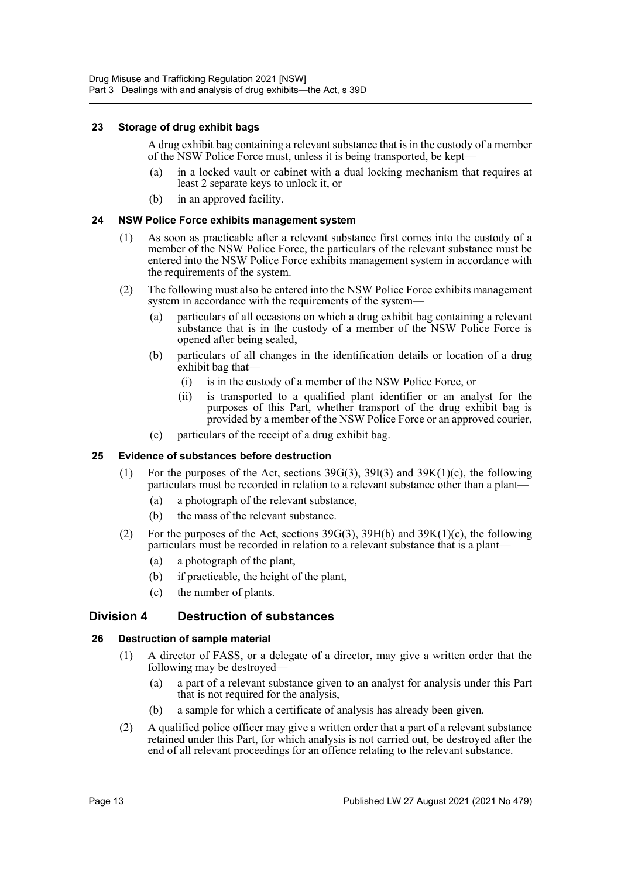### 23 Storage of drug exhibit bags

A drug exhibit bag containing a relevant substance that is in the custody of a member of the NSW Police Force must, unless it is being transported, be kept—

(a) in a locked vault or cabinet with a dual locking mechanism that requires at least 2 separate keys to unlock it, or

(b) in an approved facility.

### 24 NSW Police Force exhibits management system

(1) As soon as practicable after a relevant substance first comes into the custody of a member of the NSW Police Force, the particulars of the relevant substance must be entered into the NSW Police Force exhibits management system in accordance with the requirements of the system.

(2) The following must also be entered into the NSW Police Force exhibits management system in accordance with the requirements of the system—

(a) particulars of all occasions on which a drug exhibit bag containing a relevant substance that is in the custody of a member of the NSW Police Force is opened after being sealed,

(b) particulars of all changes in the identification details or location of a drug exhibit bag that—

(i) is in the custody of a member of the NSW Police Force, or

(ii) is transported to a qualified plant identifier or an analyst for the purposes of this Part, whether transport of the drug exhibit bag is provided by a member of the NSW Police Force or an approved courier,

(c) particulars of the receipt of a drug exhibit bag.

### 25 Evidence of substances before destruction

(1) For the purposes of the Act, sections 39G(3), 39I(3) and 39K(1)(c), the following particulars must be recorded in relation to a relevant substance other than a plant—

(a) a photograph of the relevant substance,

(b) the mass of the relevant substance.

(2) For the purposes of the Act, sections 39G(3), 39H(b) and 39K(1)(c), the following particulars must be recorded in relation to a relevant substance that is a plant—

(a) a photograph of the plant,

(b) if practicable, the height of the plant,

(c) the number of plants.

## Division 4 Destruction of substances

### 26 Destruction of sample material

(1) A director of FASS, or a delegate of a director, may give a written order that the following may be destroyed—

(a) a part of a relevant substance given to an analyst for analysis under this Part that is not required for the analysis,

(b) a sample for which a certificate of analysis has already been given.

(2) A qualified police officer may give a written order that a part of a relevant substance retained under this Part, for which analysis is not carried out, be destroyed after the end of all relevant proceedings for an offence relating to the relevant substance.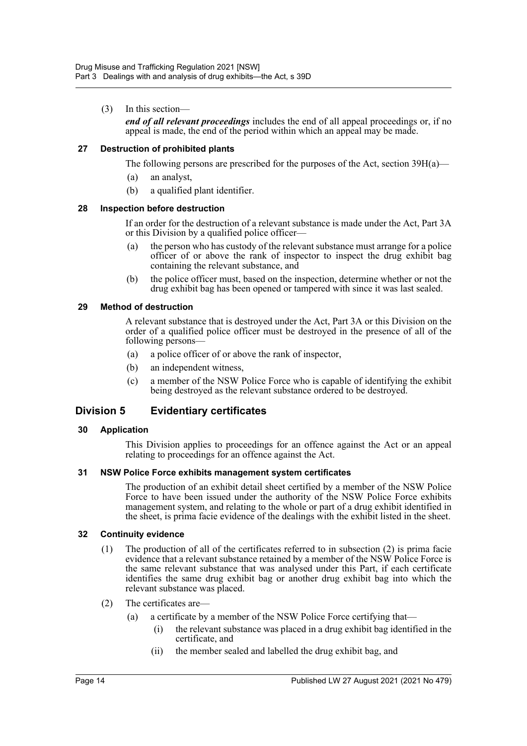(3) In this section—

***end of all relevant proceedings*** includes the end of all appeal proceedings or, if no appeal is made, the end of the period within which an appeal may be made.

### 27 Destruction of prohibited plants

The following persons are prescribed for the purposes of the Act, section 39H(a)—

- (a) an analyst,
- (b) a qualified plant identifier.

### 28 Inspection before destruction

If an order for the destruction of a relevant substance is made under the Act, Part 3A or this Division by a qualified police officer—

- (a) the person who has custody of the relevant substance must arrange for a police officer of or above the rank of inspector to inspect the drug exhibit bag containing the relevant substance, and
- (b) the police officer must, based on the inspection, determine whether or not the drug exhibit bag has been opened or tampered with since it was last sealed.

### 29 Method of destruction

A relevant substance that is destroyed under the Act, Part 3A or this Division on the order of a qualified police officer must be destroyed in the presence of all of the following persons—

- (a) a police officer of or above the rank of inspector,
- (b) an independent witness,
- (c) a member of the NSW Police Force who is capable of identifying the exhibit being destroyed as the relevant substance ordered to be destroyed.

## Division 5 Evidentiary certificates

### 30 Application

This Division applies to proceedings for an offence against the Act or an appeal relating to proceedings for an offence against the Act.

### 31 NSW Police Force exhibits management system certificates

The production of an exhibit detail sheet certified by a member of the NSW Police Force to have been issued under the authority of the NSW Police Force exhibits management system, and relating to the whole or part of a drug exhibit identified in the sheet, is prima facie evidence of the dealings with the exhibit listed in the sheet.

### 32 Continuity evidence

(1) The production of all of the certificates referred to in subsection (2) is prima facie evidence that a relevant substance retained by a member of the NSW Police Force is the same relevant substance that was analysed under this Part, if each certificate identifies the same drug exhibit bag or another drug exhibit bag into which the relevant substance was placed.

(2) The certificates are—

- (a) a certificate by a member of the NSW Police Force certifying that—
  - (i) the relevant substance was placed in a drug exhibit bag identified in the certificate, and
  - (ii) the member sealed and labelled the drug exhibit bag, and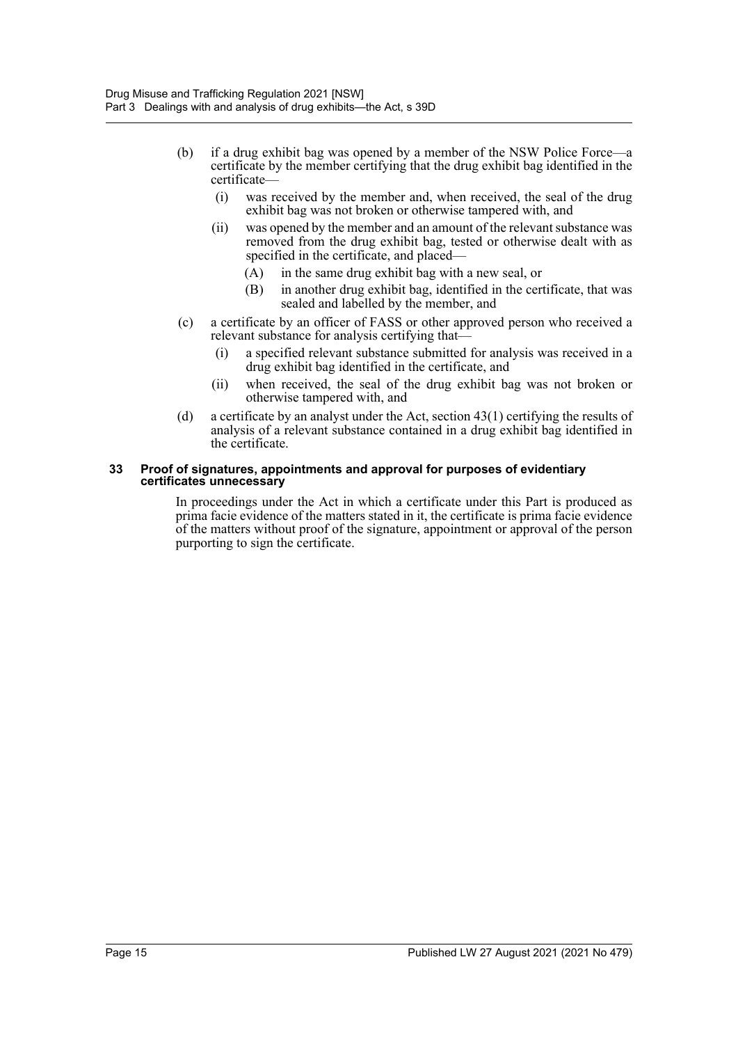(b) if a drug exhibit bag was opened by a member of the NSW Police Force—a certificate by the member certifying that the drug exhibit bag identified in the certificate—

  (i) was received by the member and, when received, the seal of the drug exhibit bag was not broken or otherwise tampered with, and

  (ii) was opened by the member and an amount of the relevant substance was removed from the drug exhibit bag, tested or otherwise dealt with as specified in the certificate, and placed—

    (A) in the same drug exhibit bag with a new seal, or

    (B) in another drug exhibit bag, identified in the certificate, that was sealed and labelled by the member, and

(c) a certificate by an officer of FASS or other approved person who received a relevant substance for analysis certifying that—

  (i) a specified relevant substance submitted for analysis was received in a drug exhibit bag identified in the certificate, and

  (ii) when received, the seal of the drug exhibit bag was not broken or otherwise tampered with, and

(d) a certificate by an analyst under the Act, section 43(1) certifying the results of analysis of a relevant substance contained in a drug exhibit bag identified in the certificate.

### 33 Proof of signatures, appointments and approval for purposes of evidentiary certificates unnecessary

In proceedings under the Act in which a certificate under this Part is produced as prima facie evidence of the matters stated in it, the certificate is prima facie evidence of the matters without proof of the signature, appointment or approval of the person purporting to sign the certificate.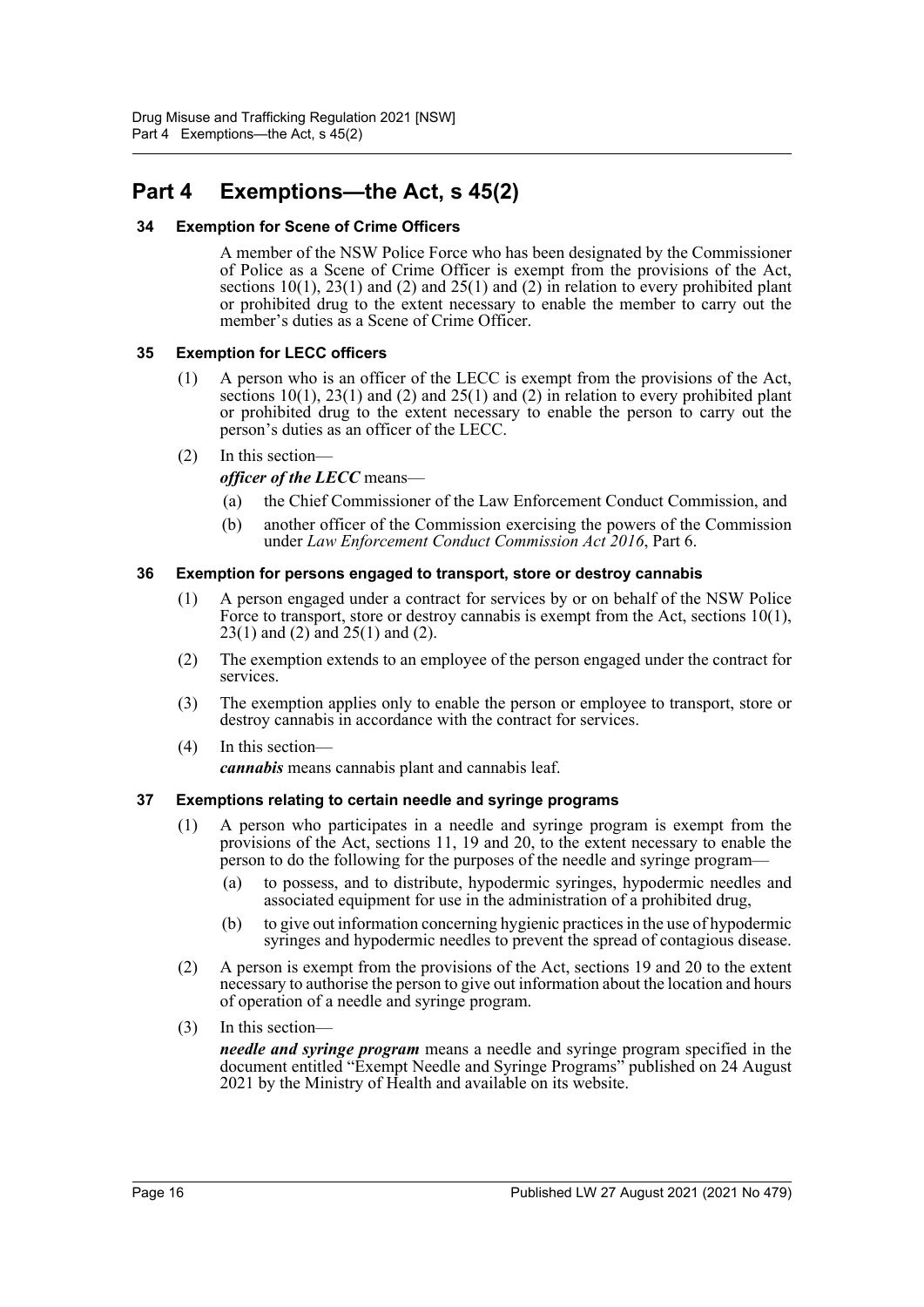# Part 4 Exemptions—the Act, s 45(2)

### 34 Exemption for Scene of Crime Officers

A member of the NSW Police Force who has been designated by the Commissioner of Police as a Scene of Crime Officer is exempt from the provisions of the Act, sections 10(1), 23(1) and (2) and 25(1) and (2) in relation to every prohibited plant or prohibited drug to the extent necessary to enable the member to carry out the member's duties as a Scene of Crime Officer.

### 35 Exemption for LECC officers

(1) A person who is an officer of the LECC is exempt from the provisions of the Act, sections 10(1), 23(1) and (2) and 25(1) and (2) in relation to every prohibited plant or prohibited drug to the extent necessary to enable the person to carry out the person's duties as an officer of the LECC.

(2) In this section—

***officer of the LECC*** means—

- (a) the Chief Commissioner of the Law Enforcement Conduct Commission, and
- (b) another officer of the Commission exercising the powers of the Commission under *Law Enforcement Conduct Commission Act 2016*, Part 6.

### 36 Exemption for persons engaged to transport, store or destroy cannabis

(1) A person engaged under a contract for services by or on behalf of the NSW Police Force to transport, store or destroy cannabis is exempt from the Act, sections 10(1), 23(1) and (2) and 25(1) and (2).

(2) The exemption extends to an employee of the person engaged under the contract for services.

(3) The exemption applies only to enable the person or employee to transport, store or destroy cannabis in accordance with the contract for services.

(4) In this section—

***cannabis*** means cannabis plant and cannabis leaf.

### 37 Exemptions relating to certain needle and syringe programs

(1) A person who participates in a needle and syringe program is exempt from the provisions of the Act, sections 11, 19 and 20, to the extent necessary to enable the person to do the following for the purposes of the needle and syringe program—

- (a) to possess, and to distribute, hypodermic syringes, hypodermic needles and associated equipment for use in the administration of a prohibited drug,
- (b) to give out information concerning hygienic practices in the use of hypodermic syringes and hypodermic needles to prevent the spread of contagious disease.

(2) A person is exempt from the provisions of the Act, sections 19 and 20 to the extent necessary to authorise the person to give out information about the location and hours of operation of a needle and syringe program.

(3) In this section—

***needle and syringe program*** means a needle and syringe program specified in the document entitled "Exempt Needle and Syringe Programs" published on 24 August 2021 by the Ministry of Health and available on its website.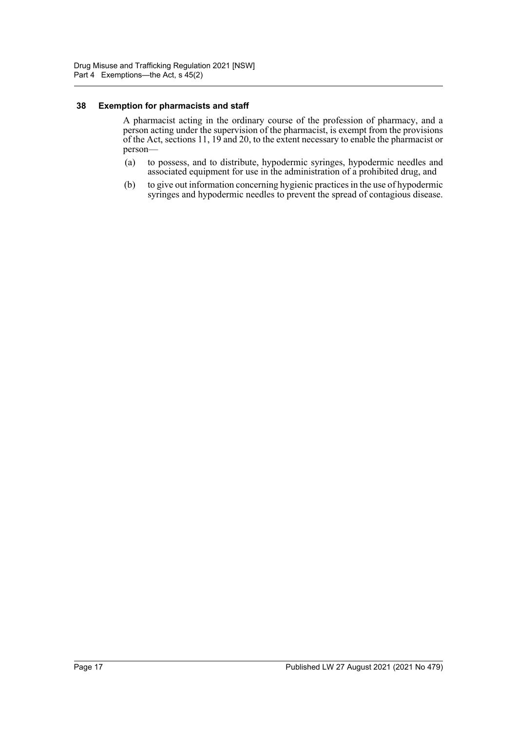### 38 Exemption for pharmacists and staff

A pharmacist acting in the ordinary course of the profession of pharmacy, and a person acting under the supervision of the pharmacist, is exempt from the provisions of the Act, sections 11, 19 and 20, to the extent necessary to enable the pharmacist or person—

(a) to possess, and to distribute, hypodermic syringes, hypodermic needles and associated equipment for use in the administration of a prohibited drug, and

(b) to give out information concerning hygienic practices in the use of hypodermic syringes and hypodermic needles to prevent the spread of contagious disease.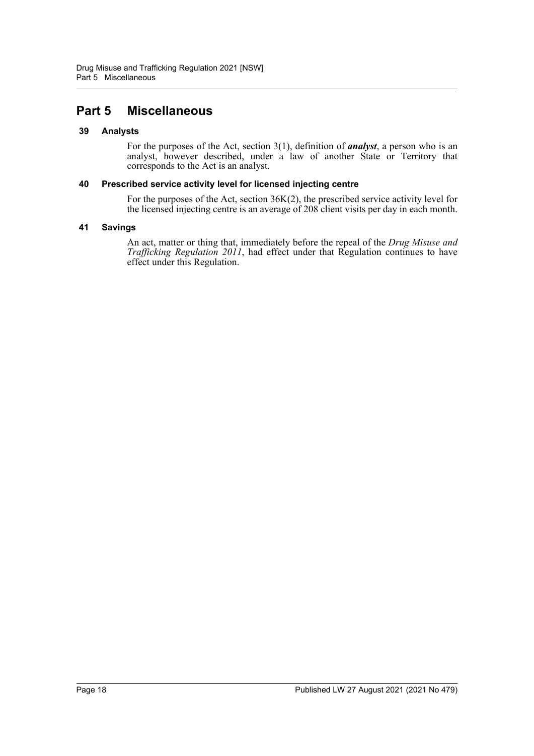# Part 5 Miscellaneous

### 39 Analysts

For the purposes of the Act, section 3(1), definition of ***analyst***, a person who is an analyst, however described, under a law of another State or Territory that corresponds to the Act is an analyst.

### 40 Prescribed service activity level for licensed injecting centre

For the purposes of the Act, section 36K(2), the prescribed service activity level for the licensed injecting centre is an average of 208 client visits per day in each month.

### 41 Savings

An act, matter or thing that, immediately before the repeal of the *Drug Misuse and Trafficking Regulation 2011*, had effect under that Regulation continues to have effect under this Regulation.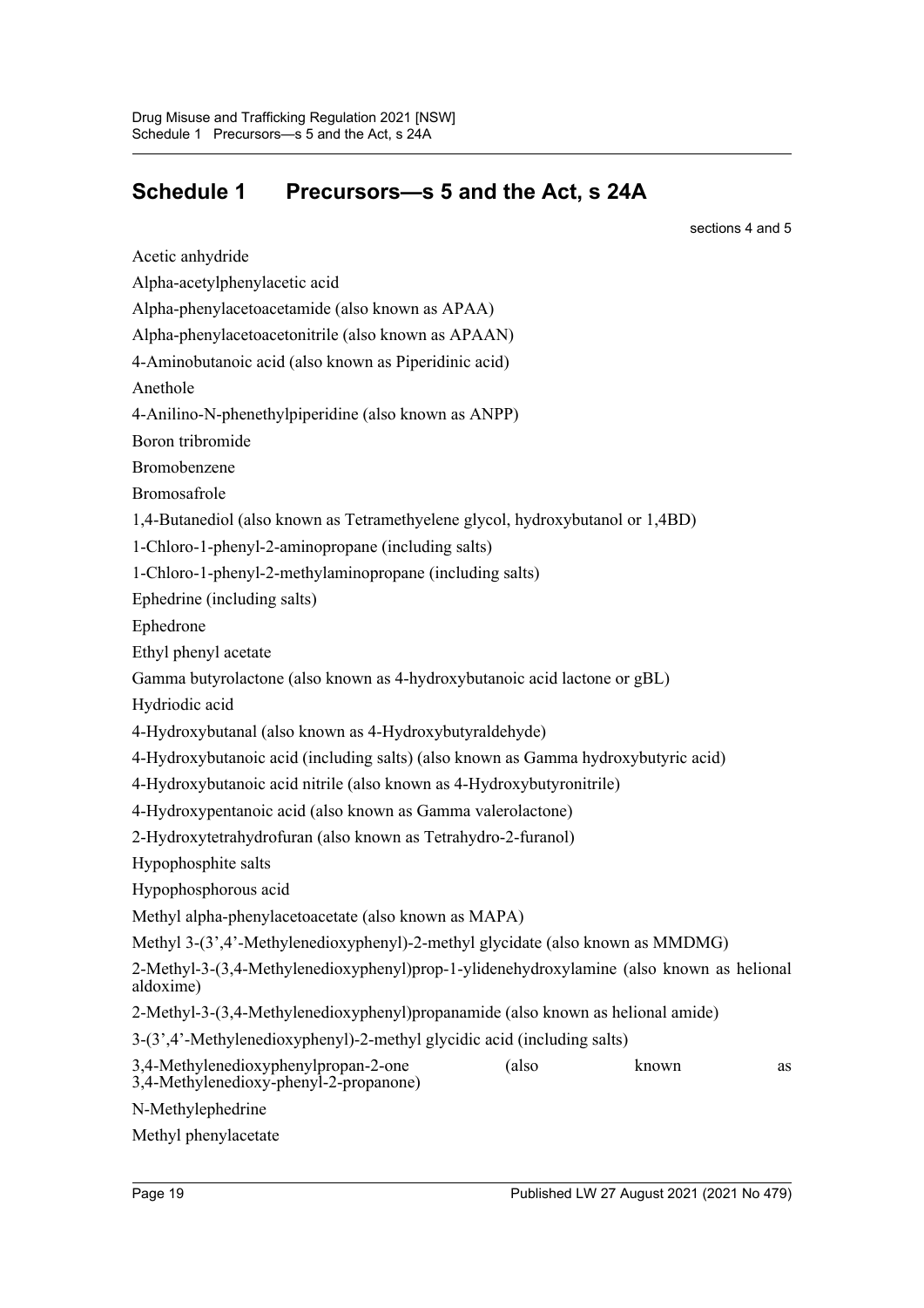# Schedule 1 Precursors—s 5 and the Act, s 24A

sections 4 and 5

Acetic anhydride

Alpha-acetylphenylacetic acid

Alpha-phenylacetoacetamide (also known as APAA)

Alpha-phenylacetoacetonitrile (also known as APAAN)

4-Aminobutanoic acid (also known as Piperidinic acid)

Anethole

4-Anilino-N-phenethylpiperidine (also known as ANPP)

Boron tribromide

Bromobenzene

Bromosafrole

1,4-Butanediol (also known as Tetramethyelene glycol, hydroxybutanol or 1,4BD)

1-Chloro-1-phenyl-2-aminopropane (including salts)

1-Chloro-1-phenyl-2-methylaminopropane (including salts)

Ephedrine (including salts)

Ephedrone

Ethyl phenyl acetate

Gamma butyrolactone (also known as 4-hydroxybutanoic acid lactone or gBL)

Hydriodic acid

4-Hydroxybutanal (also known as 4-Hydroxybutyraldehyde)

4-Hydroxybutanoic acid (including salts) (also known as Gamma hydroxybutyric acid)

4-Hydroxybutanoic acid nitrile (also known as 4-Hydroxybutyronitrile)

4-Hydroxypentanoic acid (also known as Gamma valerolactone)

2-Hydroxytetrahydrofuran (also known as Tetrahydro-2-furanol)

Hypophosphite salts

Hypophosphorous acid

Methyl alpha-phenylacetoacetate (also known as MAPA)

Methyl 3-(3',4'-Methylenedioxyphenyl)-2-methyl glycidate (also known as MMDMG)

2-Methyl-3-(3,4-Methylenedioxyphenyl)prop-1-ylidenehydroxylamine (also known as helional aldoxime)

2-Methyl-3-(3,4-Methylenedioxyphenyl)propanamide (also known as helional amide)

3-(3',4'-Methylenedioxyphenyl)-2-methyl glycidic acid (including salts)

3,4-Methylenedioxyphenylpropan-2-one (also known as 3,4-Methylenedioxy-phenyl-2-propanone)

N-Methylephedrine

Methyl phenylacetate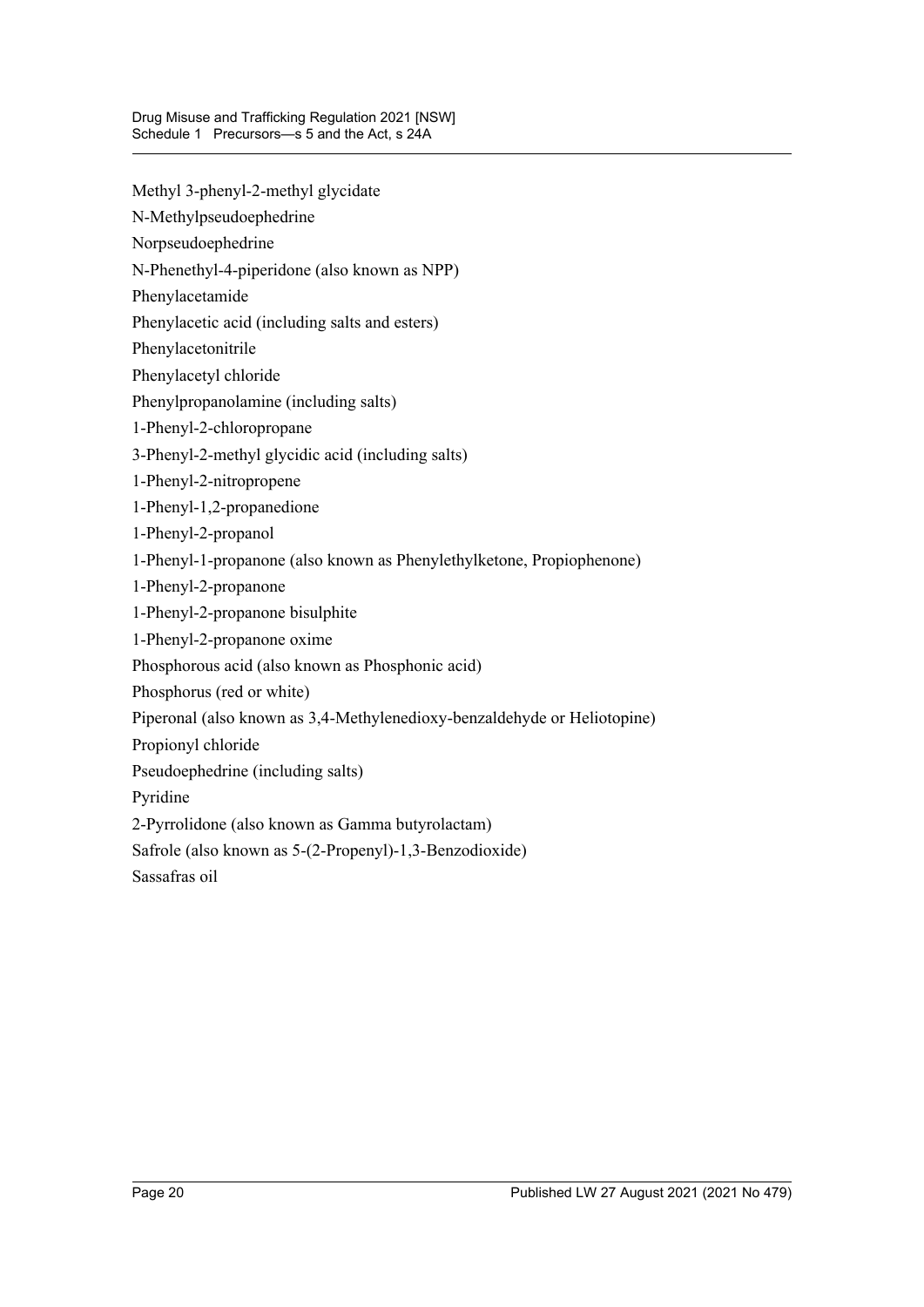Methyl 3-phenyl-2-methyl glycidate

N-Methylpseudoephedrine

Norpseudoephedrine

N-Phenethyl-4-piperidone (also known as NPP)

Phenylacetamide

Phenylacetic acid (including salts and esters)

Phenylacetonitrile

Phenylacetyl chloride

Phenylpropanolamine (including salts)

1-Phenyl-2-chloropropane

3-Phenyl-2-methyl glycidic acid (including salts)

1-Phenyl-2-nitropropene

1-Phenyl-1,2-propanedione

1-Phenyl-2-propanol

1-Phenyl-1-propanone (also known as Phenylethylketone, Propiophenone)

1-Phenyl-2-propanone

1-Phenyl-2-propanone bisulphite

1-Phenyl-2-propanone oxime

Phosphorous acid (also known as Phosphonic acid)

Phosphorus (red or white)

Piperonal (also known as 3,4-Methylenedioxy-benzaldehyde or Heliotopine)

Propionyl chloride

Pseudoephedrine (including salts)

Pyridine

2-Pyrrolidone (also known as Gamma butyrolactam)

Safrole (also known as 5-(2-Propenyl)-1,3-Benzodioxide)

Sassafras oil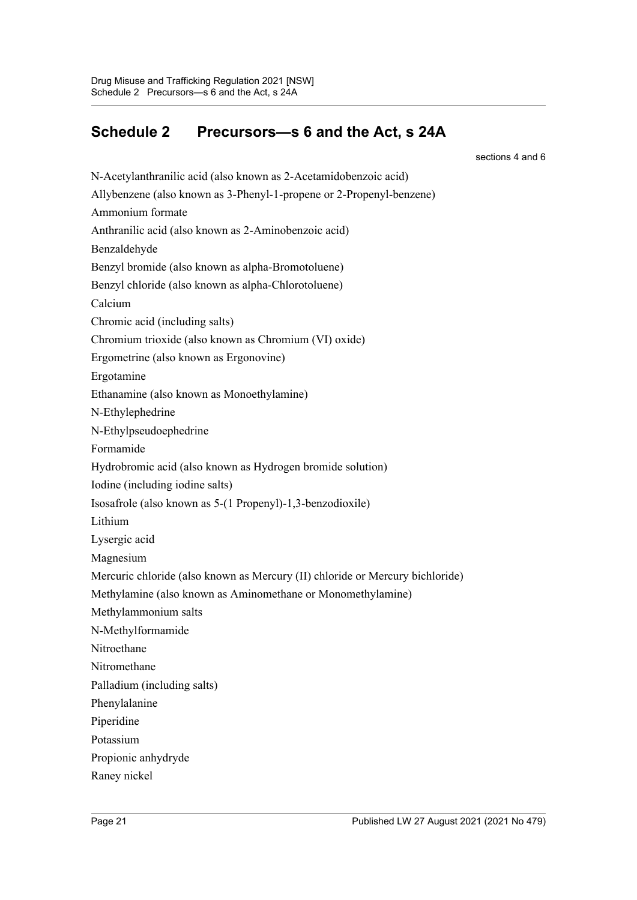## Schedule 2 Precursors—s 6 and the Act, s 24A

sections 4 and 6

N-Acetylanthranilic acid (also known as 2-Acetamidobenzoic acid)

Allybenzene (also known as 3-Phenyl-1-propene or 2-Propenyl-benzene)

Ammonium formate

Anthranilic acid (also known as 2-Aminobenzoic acid)

Benzaldehyde

Benzyl bromide (also known as alpha-Bromotoluene)

Benzyl chloride (also known as alpha-Chlorotoluene)

Calcium

Chromic acid (including salts)

Chromium trioxide (also known as Chromium (VI) oxide)

Ergometrine (also known as Ergonovine)

Ergotamine

Ethanamine (also known as Monoethylamine)

N-Ethylephedrine

N-Ethylpseudoephedrine

Formamide

Hydrobromic acid (also known as Hydrogen bromide solution)

Iodine (including iodine salts)

Isosafrole (also known as 5-(1 Propenyl)-1,3-benzodioxile)

Lithium

Lysergic acid

Magnesium

Mercuric chloride (also known as Mercury (II) chloride or Mercury bichloride)

Methylamine (also known as Aminomethane or Monomethylamine)

Methylammonium salts

N-Methylformamide

Nitroethane

Nitromethane

Palladium (including salts)

Phenylalanine

Piperidine

Potassium

Propionic anhydryde

Raney nickel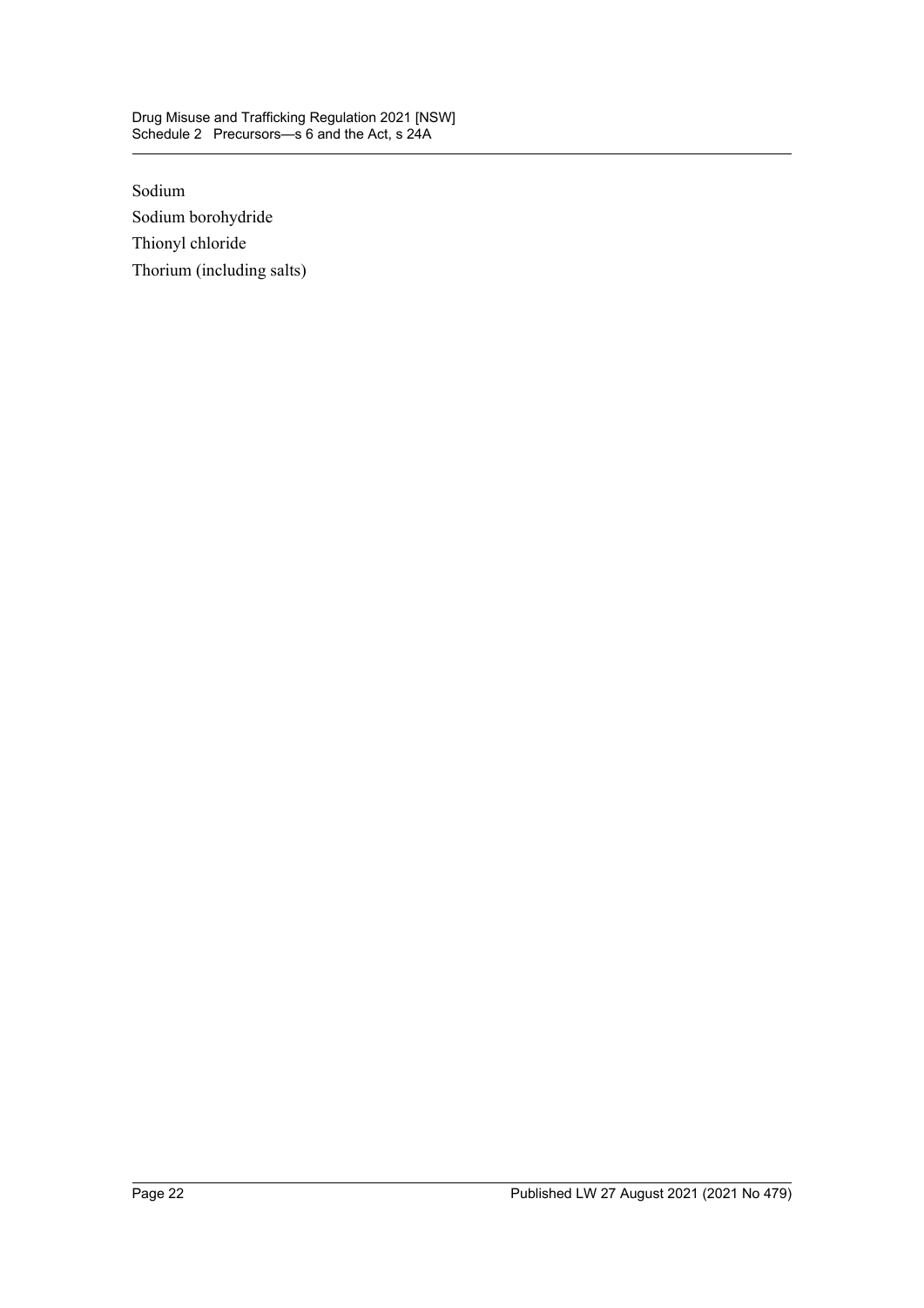Sodium

Sodium borohydride

Thionyl chloride

Thorium (including salts)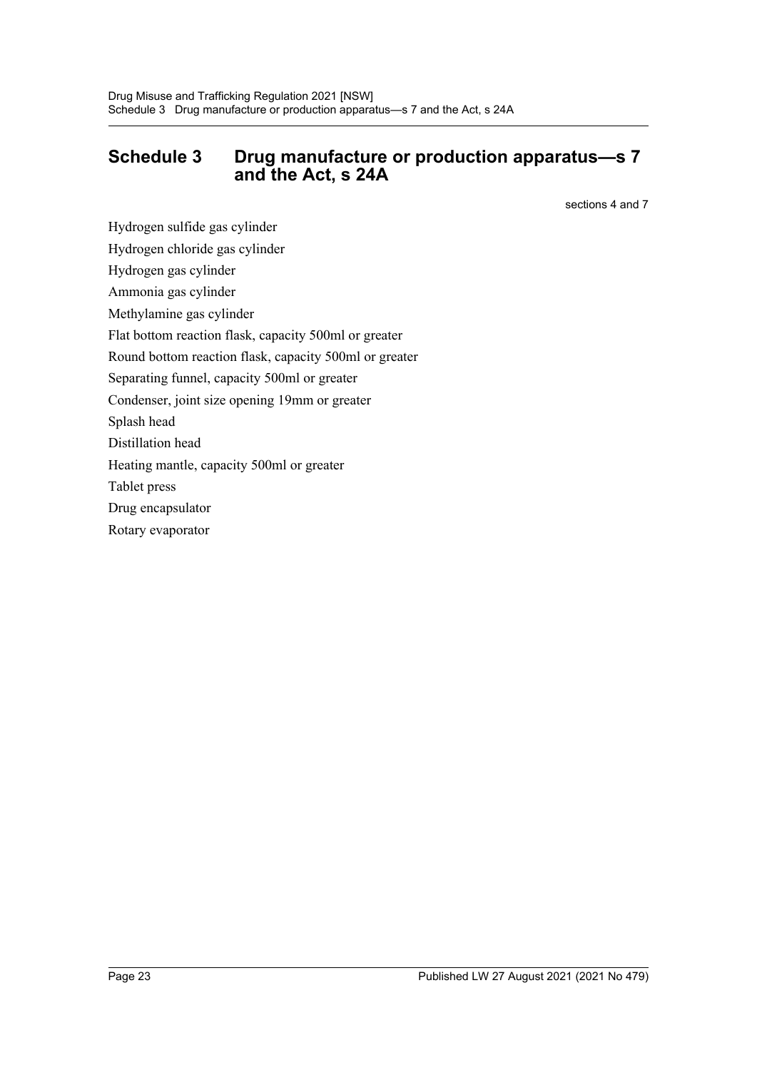# Schedule 3 Drug manufacture or production apparatus—s 7 and the Act, s 24A

sections 4 and 7

Hydrogen sulfide gas cylinder

Hydrogen chloride gas cylinder

Hydrogen gas cylinder

Ammonia gas cylinder

Methylamine gas cylinder

Flat bottom reaction flask, capacity 500ml or greater

Round bottom reaction flask, capacity 500ml or greater

Separating funnel, capacity 500ml or greater

Condenser, joint size opening 19mm or greater

Splash head

Distillation head

Heating mantle, capacity 500ml or greater

Tablet press

Drug encapsulator

Rotary evaporator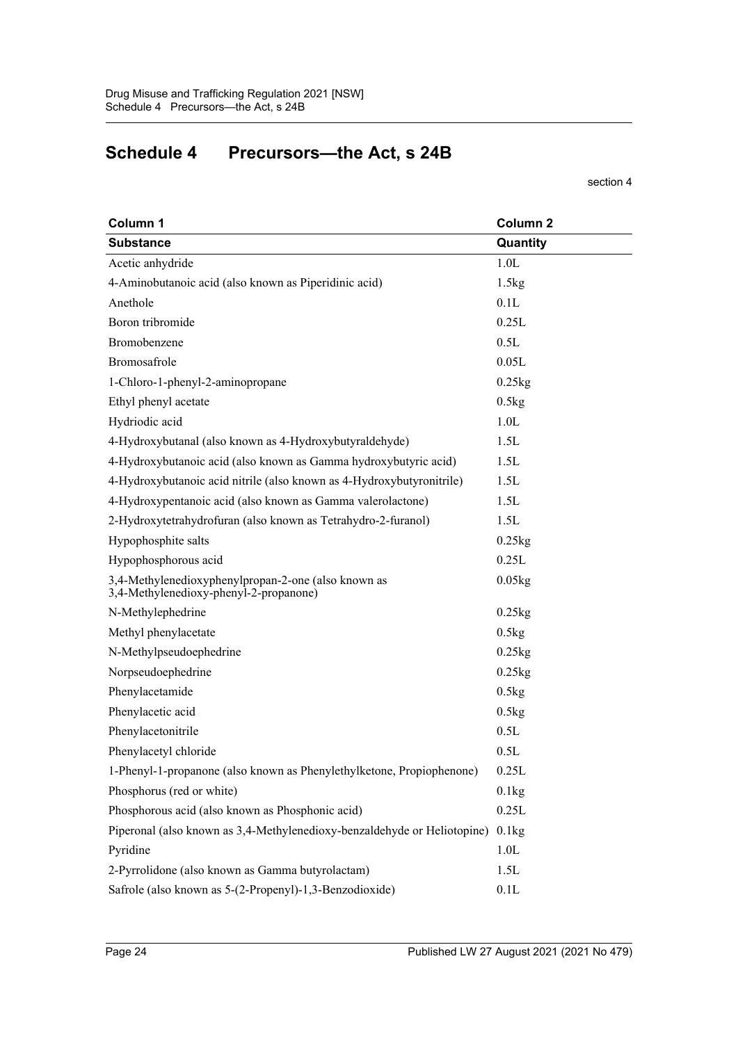# Schedule 4 Precursors—the Act, s 24B

section 4

| Column 1 | Column 2 |
| --- | --- |
| **Substance** | **Quantity** |
| Acetic anhydride | 1.0L |
| 4-Aminobutanoic acid (also known as Piperidinic acid) | 1.5kg |
| Anethole | 0.1L |
| Boron tribromide | 0.25L |
| Bromobenzene | 0.5L |
| Bromosafrole | 0.05L |
| 1-Chloro-1-phenyl-2-aminopropane | 0.25kg |
| Ethyl phenyl acetate | 0.5kg |
| Hydriodic acid | 1.0L |
| 4-Hydroxybutanal (also known as 4-Hydroxybutyraldehyde) | 1.5L |
| 4-Hydroxybutanoic acid (also known as Gamma hydroxybutyric acid) | 1.5L |
| 4-Hydroxybutanoic acid nitrile (also known as 4-Hydroxybutyronitrile) | 1.5L |
| 4-Hydroxypentanoic acid (also known as Gamma valerolactone) | 1.5L |
| 2-Hydroxytetrahydrofuran (also known as Tetrahydro-2-furanol) | 1.5L |
| Hypophosphite salts | 0.25kg |
| Hypophosphorous acid | 0.25L |
| 3,4-Methylenedioxyphenylpropan-2-one (also known as 3,4-Methylenedioxy-phenyl-2-propanone) | 0.05kg |
| N-Methylephedrine | 0.25kg |
| Methyl phenylacetate | 0.5kg |
| N-Methylpseudoephedrine | 0.25kg |
| Norpseudoephedrine | 0.25kg |
| Phenylacetamide | 0.5kg |
| Phenylacetic acid | 0.5kg |
| Phenylacetonitrile | 0.5L |
| Phenylacetyl chloride | 0.5L |
| 1-Phenyl-1-propanone (also known as Phenylethylketone, Propiophenone) | 0.25L |
| Phosphorus (red or white) | 0.1kg |
| Phosphorous acid (also known as Phosphonic acid) | 0.25L |
| Piperonal (also known as 3,4-Methylenedioxy-benzaldehyde or Heliotopine) | 0.1kg |
| Pyridine | 1.0L |
| 2-Pyrrolidone (also known as Gamma butyrolactam) | 1.5L |
| Safrole (also known as 5-(2-Propenyl)-1,3-Benzodioxide) | 0.1L |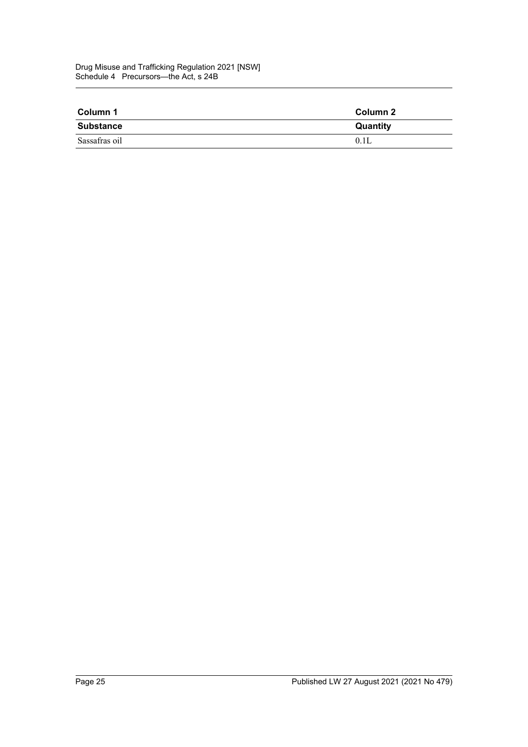| Column 1 | Column 2 |
| --- | --- |
| **Substance** | **Quantity** |
| Sassafras oil | 0.1L |